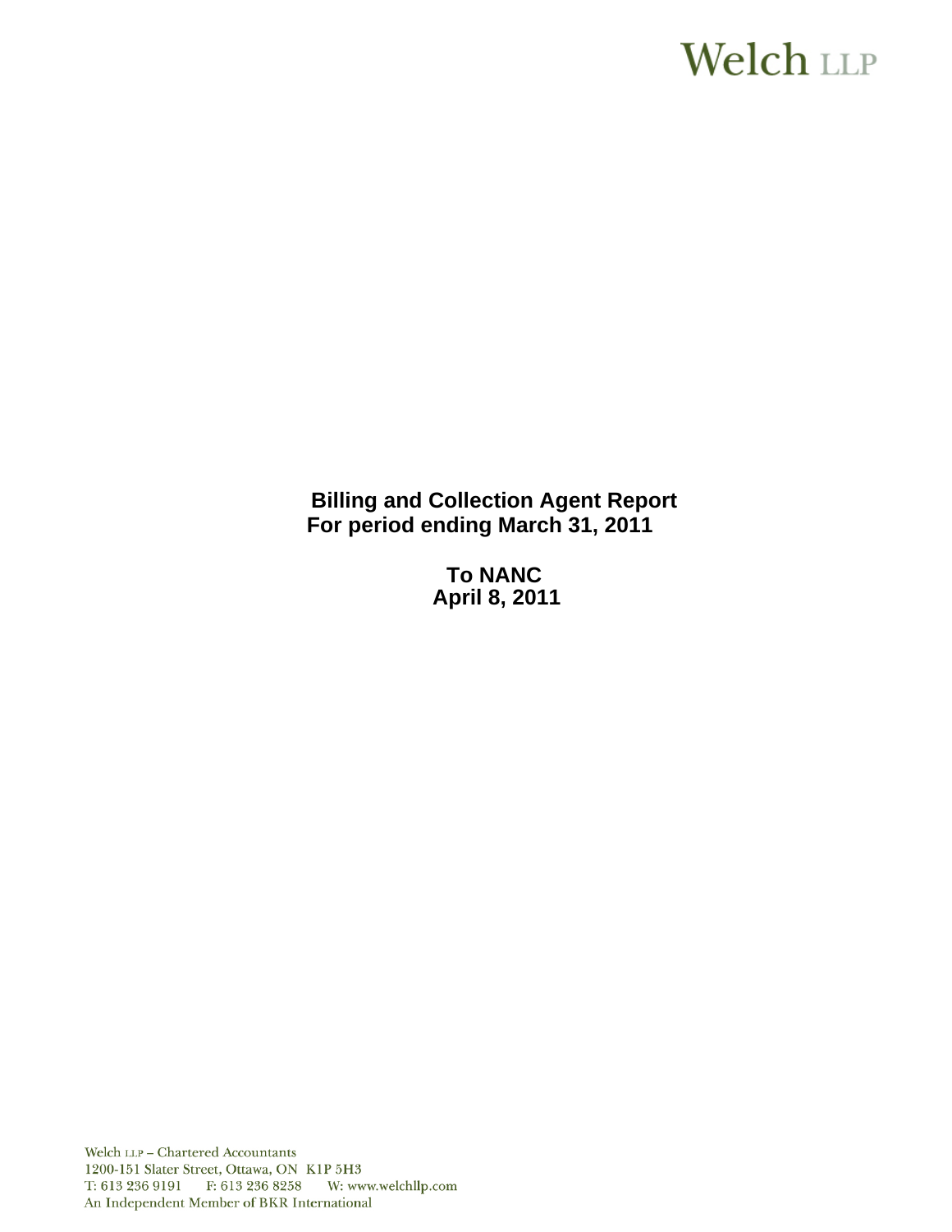Welch LLP

**Billing and Collection Agent Report**
**For period ending March 31, 2011**

**To NANC**
**April 8, 2011**

Welch LLP – Chartered Accountants
1200-151 Slater Street, Ottawa, ON K1P 5H3
T: 613 236 9191 F: 613 236 8258 W: www.welchllp.com
An Independent Member of BKR International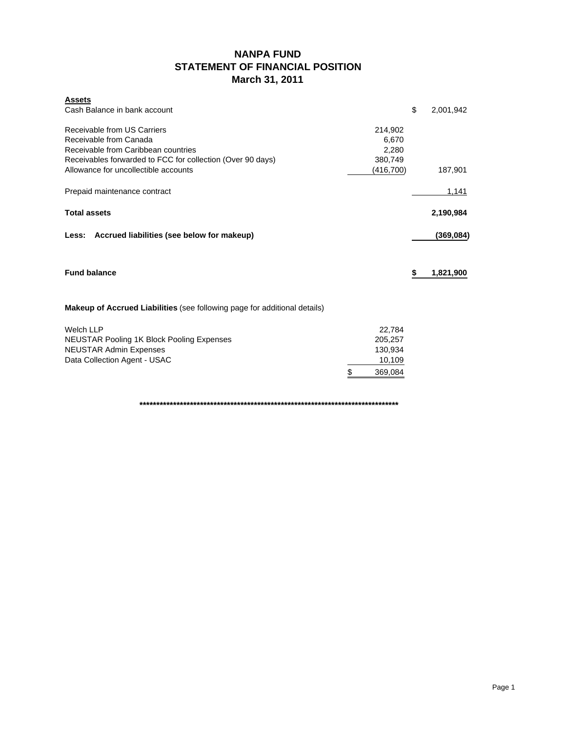# NANPA FUND
## STATEMENT OF FINANCIAL POSITION
## March 31, 2011

| **Assets** | | |
|---|---|---|
| Cash Balance in bank account | | $ 2,001,942 |
| Receivable from US Carriers | 214,902 | |
| Receivable from Canada | 6,670 | |
| Receivable from Caribbean countries | 2,280 | |
| Receivables forwarded to FCC for collection (Over 90 days) | 380,749 | |
| Allowance for uncollectible accounts | (416,700) | 187,901 |
| Prepaid maintenance contract | | 1,141 |
| **Total assets** | | **2,190,984** |
| **Less: Accrued liabilities (see below for makeup)** | | **(369,084)** |
| **Fund balance** | | **$ 1,821,900** |

**Makeup of Accrued Liabilities** (see following page for additional details)

| | |
|---|---|
| Welch LLP | 22,784 |
| NEUSTAR Pooling 1K Block Pooling Expenses | 205,257 |
| NEUSTAR Admin Expenses | 130,934 |
| Data Collection Agent - USAC | 10,109 |
| | $ 369,084 |

********************************************************************************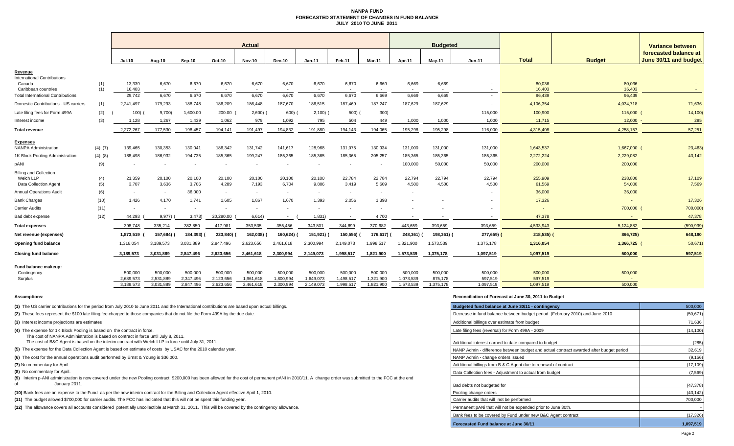# NANPA FUND
## FORECASTED STATEMENT OF CHANGES IN FUND BALANCE
### JULY 2010 TO JUNE 2011

| | | Actual | | | | | | | | | Budgeted | | | | | Variance between forecasted balance at June 30/11 and budget |
|---|---|---|---|---|---|---|---|---|---|---|---|---|---|---|---|---|
| | | Jul-10 | Aug-10 | Sep-10 | Oct-10 | Nov-10 | Dec-10 | Jan-11 | Feb-11 | Mar-11 | Apr-11 | May-11 | Jun-11 | Total | Budget | |
| **Revenue** | | | | | | | | | | | | | | | | |
| International Contributions | | | | | | | | | | | | | | | | |
| Canada | (1) | 13,339 | 6,670 | 6,670 | 6,670 | 6,670 | 6,670 | 6,670 | 6,670 | 6,669 | 6,669 | 6,669 | - | 80,036 | 80,036 | - |
| Caribbean countries | (1) | 16,403 | - | - | - | - | - | - | - | - | - | - | - | 16,403 | 16,403 | - |
| Total International Contributions | | 29,742 | 6,670 | 6,670 | 6,670 | 6,670 | 6,670 | 6,670 | 6,670 | 6,669 | 6,669 | 6,669 | - | 96,439 | 96,439 | |
| Domestic Contributions - US carriers | (1) | 2,241,497 | 179,293 | 188,748 | 186,209 | 186,448 | 187,670 | 186,515 | 187,469 | 187,247 | 187,629 | 187,629 | - | 4,106,354 | 4,034,718 | 71,636 |
| Late filing fees for Form 499A | (2) | (100) | (9,700) | 1,600.00 | 200.00 | (2,600) | (600) | (2,100) | (500) | (300) | | | 115,000 | 100,900 | 115,000 | (14,100) |
| Interest income | (3) | 1,128 | 1,267 | 1,439 | 1,062 | 979 | 1,092 | 795 | 504 | 449 | 1,000 | 1,000 | 1,000 | 11,715 | 12,000 | - 285 |
| **Total revenue** | | 2,272,267 | 177,530 | 198,457 | 194,141 | 191,497 | 194,832 | 191,880 | 194,143 | 194,065 | 195,298 | 195,298 | 116,000 | 4,315,408 | 4,258,157 | 57,251 |
| **Expenses** | | | | | | | | | | | | | | | | |
| NANPA Administration | (4), (7) | 139,465 | 130,353 | 130,041 | 186,342 | 131,742 | 141,617 | 128,968 | 131,075 | 130,934 | 131,000 | 131,000 | 131,000 | 1,643,537 | 1,667,000 | (23,463) |
| 1K Block Pooling Administration | (4), (8) | 188,498 | 186,932 | 194,735 | 185,365 | 199,247 | 185,365 | 185,365 | 185,365 | 205,257 | 185,365 | 185,365 | 185,365 | 2,272,224 | 2,229,082 | 43,142 |
| pANI | (9) | - | - | - | - | - | - | - | - | - | 100,000 | 50,000 | 50,000 | 200,000 | 200,000 | |
| Billing and Collection | | | | | | | | | | | | | | | | |
| Welch LLP | (4) | 21,359 | 20,100 | 20,100 | 20,100 | 20,100 | 20,100 | 20,100 | 22,784 | 22,784 | 22,794 | 22,794 | 22,794 | 255,909 | 238,800 | 17,109 |
| Data Collection Agent | (5) | 3,707 | 3,636 | 3,706 | 4,289 | 7,193 | 6,704 | 9,806 | 3,419 | 5,609 | 4,500 | 4,500 | 4,500 | 61,569 | 54,000 | 7,569 |
| Annual Operations Audit | (6) | - | - | 36,000 | - | - | - | - | - | - | - | | - | 36,000 | 36,000 | |
| Bank Charges | (10) | 1,426 | 4,170 | 1,741 | 1,605 | 1,867 | 1,670 | 1,393 | 2,056 | 1,398 | - | - | - | 17,326 | - | 17,326 |
| Carrier Audits | (11) | - | - | - | - | - | - | - | - | - | - | - | - | - | 700,000 | (700,000) |
| Bad debt expense | (12) | 44,293 | (9,977) | (3,473) | 20,280.00 | (6,614) | - | (1,831) | - | 4,700 | - | - | - | 47,378 | - | 47,378 |
| **Total expenses** | | 398,748 | 335,214 | 382,850 | 417,981 | 353,535 | 355,456 | 343,801 | 344,699 | 370,682 | 443,659 | 393,659 | 393,659 | 4,533,943 | 5,124,882 | (590,939) |
| **Net revenue (expenses)** | | 1,873,519 | (157,684) | (184,393) | (223,840) | (162,038) | (160,624) | (151,921) | (150,556) | (176,617) | (248,361) | (198,361) | (277,659) | (218,535) | (866,725) | 648,190 |
| **Opening fund balance** | | 1,316,054 | 3,189,573 | 3,031,889 | 2,847,496 | 2,623,656 | 2,461,618 | 2,300,994 | 2,149,073 | 1,998,517 | 1,821,900 | 1,573,539 | 1,375,178 | 1,316,054 | 1,366,725 | (50,671) |
| **Closing fund balance** | | 3,189,573 | 3,031,889 | 2,847,496 | 2,623,656 | 2,461,618 | 2,300,994 | 2,149,073 | 1,998,517 | 1,821,900 | 1,573,539 | 1,375,178 | 1,097,519 | 1,097,519 | 500,000 | 597,519 |
| **Fund balance makeup:** | | | | | | | | | | | | | | | | |
| Contingency | | 500,000 | 500,000 | 500,000 | 500,000 | 500,000 | 500,000 | 500,000 | 500,000 | 500,000 | 500,000 | 500,000 | 500,000 | 500,000 | 500,000 | |
| Surplus | | 2,689,573 | 2,531,889 | 2,347,496 | 2,123,656 | 1,961,618 | 1,800,994 | 1,649,073 | 1,498,517 | 1,321,900 | 1,073,539 | 875,178 | 597,519 | 597,519 | - | |
| | | 3,189,573 | 3,031,889 | 2,847,496 | 2,623,656 | 2,461,618 | 2,300,994 | 2,149,073 | 1,998,517 | 1,821,900 | 1,573,539 | 1,375,178 | 1,097,519 | 1,097,519 | 500,000 | |

**Assumptions:**

**(1)** The US carrier contributions for the period from July 2010 to June 2011 and the International contributions are based upon actual billings.

**(2)** These fees represent the $100 late filing fee charged to those companies that do not file the Form 499A by the due date.

**(3)** Interest income projections are estimates

**(4)** The expense for 1K Block Pooling is based on the contract in force.
The cost of NANPA Administration is based on contract in force until July 8, 2011.
The cost of B&C Agent is based on the interim contract with Welch LLP in force until July 31, 2011.

**(5)** The expense for the Data Collection Agent is based on estimate of costs by USAC for the 2010 calendar year.

**(6)** The cost for the annual operations audit performed by Ernst & Young is $36,000.

**(7)** No commentary for April

**(8)** No commentary for April.

**(9)** Interim p-ANI administration is now covered under the new Pooling contract. $200,000 has been allowed for the cost of permanent pANI in 2010/11. A change order was submitted to the FCC at the end of January 2011.

**(10)** Bank fees are an expense to the Fund as per the new interim contract for the Billing and Collection Agent effective April 1, 2010.

**(11)** The budget allowed $700,000 for carrier audits. The FCC has indicated that this will not be spent this funding year.

**(12)** The allowance covers all accounts considered potentially uncollectible at March 31, 2011. This will be covered by the contingency allowance.

**Reconciliation of Forecast at June 30, 2011 to Budget**

| Item | Amount |
|---|---|
| **Budgeted fund balance at June 30/11 - contingency** | 500,000 |
| Decrease in fund balance between budget period (February 2010) and June 2010 | (50,671) |
| Additional billings over estimate from budget | 71,636 |
| Late filing fees (reversal) for Form 499A - 2009 | (14,100) |
| Additional interest earned to date compared to budget | (285) |
| NANP Admin - difference between budget and actual contract awarded after budget period | 32,619 |
| NANP Admin - change orders issued | (9,156) |
| Additional billings from B & C Agent due to renewal of contract | (17,109) |
| Data Collection fees - Adjustment to actual from budget | (7,569) |
| Bad debts not budgeted for | (47,378) |
| Pooling change orders | (43,142) |
| Carrier audits that will not be performed | 700,000 |
| Permanent pANi that will not be expended prior to June 30th. | - |
| Bank fees to be covered by Fund under new B&C Agent contract | (17,326) |
| **Forecasted Fund balance at June 30/11** | **1,097,519** |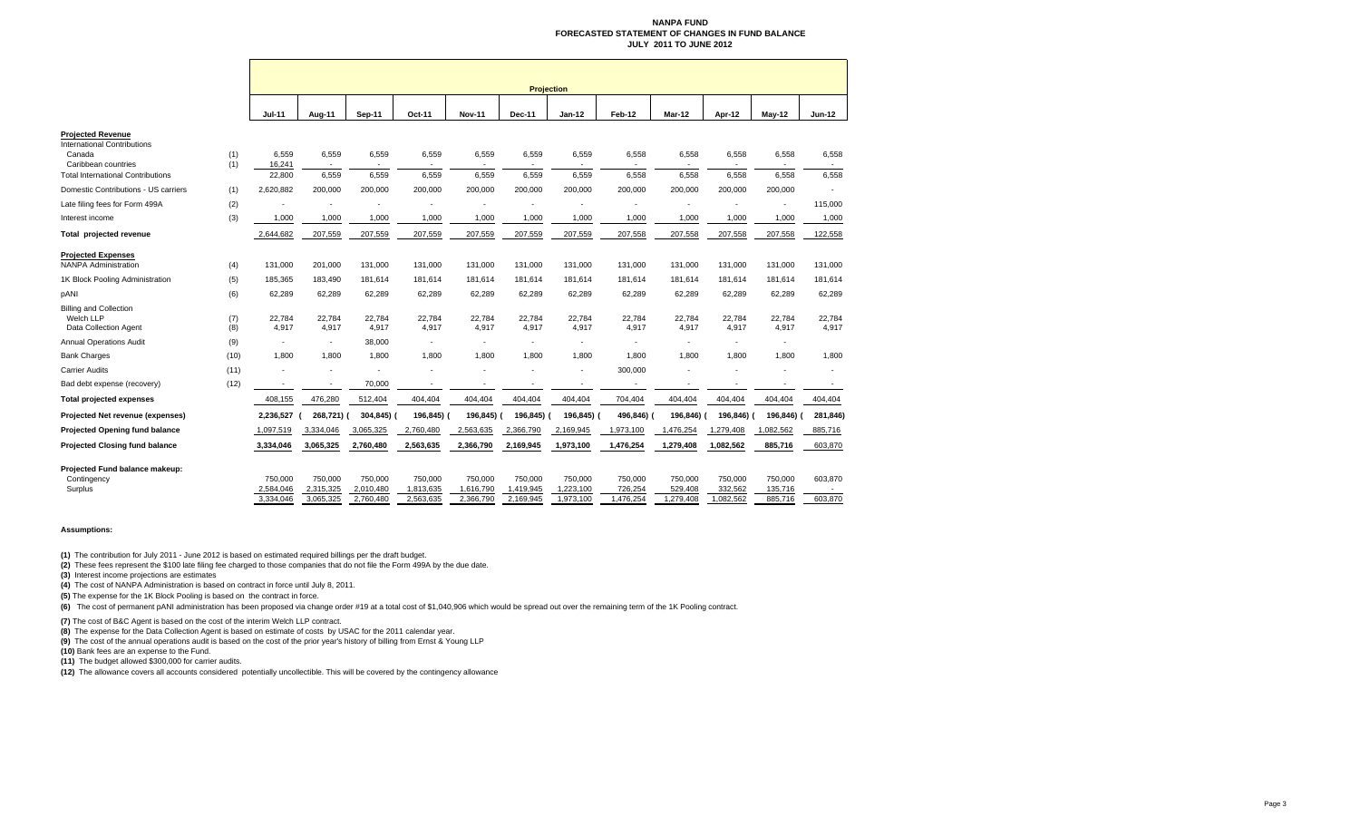# NANPA FUND
## FORECASTED STATEMENT OF CHANGES IN FUND BALANCE
## JULY 2011 TO JUNE 2012

| | | Projection | | | | | | | | | | | |
|---|---|---|---|---|---|---|---|---|---|---|---|---|---|
| | | Jul-11 | Aug-11 | Sep-11 | Oct-11 | Nov-11 | Dec-11 | Jan-12 | Feb-12 | Mar-12 | Apr-12 | May-12 | Jun-12 |
| **Projected Revenue** | | | | | | | | | | | | | |
| International Contributions | | | | | | | | | | | | | |
| Canada | (1) | 6,559 | 6,559 | 6,559 | 6,559 | 6,559 | 6,559 | 6,559 | 6,558 | 6,558 | 6,558 | 6,558 | 6,558 |
| Caribbean countries | (1) | 16,241 | - | - | - | - | - | - | - | - | - | - | - |
| Total International Contributions | | 22,800 | 6,559 | 6,559 | 6,559 | 6,559 | 6,559 | 6,559 | 6,558 | 6,558 | 6,558 | 6,558 | 6,558 |
| Domestic Contributions - US carriers | (1) | 2,620,882 | 200,000 | 200,000 | 200,000 | 200,000 | 200,000 | 200,000 | 200,000 | 200,000 | 200,000 | 200,000 | - |
| Late filing fees for Form 499A | (2) | - | - | - | - | - | - | - | - | - | - | - | 115,000 |
| Interest income | (3) | 1,000 | 1,000 | 1,000 | 1,000 | 1,000 | 1,000 | 1,000 | 1,000 | 1,000 | 1,000 | 1,000 | 1,000 |
| **Total projected revenue** | | 2,644,682 | 207,559 | 207,559 | 207,559 | 207,559 | 207,559 | 207,559 | 207,558 | 207,558 | 207,558 | 207,558 | 122,558 |
| **Projected Expenses** | | | | | | | | | | | | | |
| NANPA Administration | (4) | 131,000 | 201,000 | 131,000 | 131,000 | 131,000 | 131,000 | 131,000 | 131,000 | 131,000 | 131,000 | 131,000 | 131,000 |
| 1K Block Pooling Administration | (5) | 185,365 | 183,490 | 181,614 | 181,614 | 181,614 | 181,614 | 181,614 | 181,614 | 181,614 | 181,614 | 181,614 | 181,614 |
| pANI | (6) | 62,289 | 62,289 | 62,289 | 62,289 | 62,289 | 62,289 | 62,289 | 62,289 | 62,289 | 62,289 | 62,289 | 62,289 |
| Billing and Collection | | | | | | | | | | | | | |
| Welch LLP | (7) | 22,784 | 22,784 | 22,784 | 22,784 | 22,784 | 22,784 | 22,784 | 22,784 | 22,784 | 22,784 | 22,784 | 22,784 |
| Data Collection Agent | (8) | 4,917 | 4,917 | 4,917 | 4,917 | 4,917 | 4,917 | 4,917 | 4,917 | 4,917 | 4,917 | 4,917 | 4,917 |
| Annual Operations Audit | (9) | - | - | 38,000 | - | - | - | - | - | - | - | - | - |
| Bank Charges | (10) | 1,800 | 1,800 | 1,800 | 1,800 | 1,800 | 1,800 | 1,800 | 1,800 | 1,800 | 1,800 | 1,800 | 1,800 |
| Carrier Audits | (11) | - | - | - | - | - | - | - | 300,000 | - | - | - | - |
| Bad debt expense (recovery) | (12) | - | - | 70,000 | - | - | - | - | - | - | - | - | - |
| **Total projected expenses** | | 408,155 | 476,280 | 512,404 | 404,404 | 404,404 | 404,404 | 404,404 | 704,404 | 404,404 | 404,404 | 404,404 | 404,404 |
| **Projected Net revenue (expenses)** | | 2,236,527 | (268,721) | (304,845) | (196,845) | (196,845) | (196,845) | (196,845) | (496,846) | (196,846) | (196,846) | (196,846) | (281,846) |
| **Projected Opening fund balance** | | 1,097,519 | 3,334,046 | 3,065,325 | 2,760,480 | 2,563,635 | 2,366,790 | 2,169,945 | 1,973,100 | 1,476,254 | 1,279,408 | 1,082,562 | 885,716 |
| **Projected Closing fund balance** | | 3,334,046 | 3,065,325 | 2,760,480 | 2,563,635 | 2,366,790 | 2,169,945 | 1,973,100 | 1,476,254 | 1,279,408 | 1,082,562 | 885,716 | 603,870 |
| **Projected Fund balance makeup:** | | | | | | | | | | | | | |
| Contingency | | 750,000 | 750,000 | 750,000 | 750,000 | 750,000 | 750,000 | 750,000 | 750,000 | 750,000 | 750,000 | 750,000 | 603,870 |
| Surplus | | 2,584,046 | 2,315,325 | 2,010,480 | 1,813,635 | 1,616,790 | 1,419,945 | 1,223,100 | 726,254 | 529,408 | 332,562 | 135,716 | - |
| | | 3,334,046 | 3,065,325 | 2,760,480 | 2,563,635 | 2,366,790 | 2,169,945 | 1,973,100 | 1,476,254 | 1,279,408 | 1,082,562 | 885,716 | 603,870 |

**Assumptions:**

**(1)** The contribution for July 2011 - June 2012 is based on estimated required billings per the draft budget.

**(2)** These fees represent the $100 late filing fee charged to those companies that do not file the Form 499A by the due date.

**(3)** Interest income projections are estimates

**(4)** The cost of NANPA Administration is based on contract in force until July 8, 2011.

**(5)** The expense for the 1K Block Pooling is based on the contract in force.

**(6)** The cost of permanent pANI administration has been proposed via change order #19 at a total cost of $1,040,906 which would be spread out over the remaining term of the 1K Pooling contract.

**(7)** The cost of B&C Agent is based on the cost of the interim Welch LLP contract.

**(8)** The expense for the Data Collection Agent is based on estimate of costs by USAC for the 2011 calendar year.

**(9)** The cost of the annual operations audit is based on the cost of the prior year's history of billing from Ernst & Young LLP

**(10)** Bank fees are an expense to the Fund.

**(11)** The budget allowed $300,000 for carrier audits.

**(12)** The allowance covers all accounts considered potentially uncollectible. This will be covered by the contingency allowance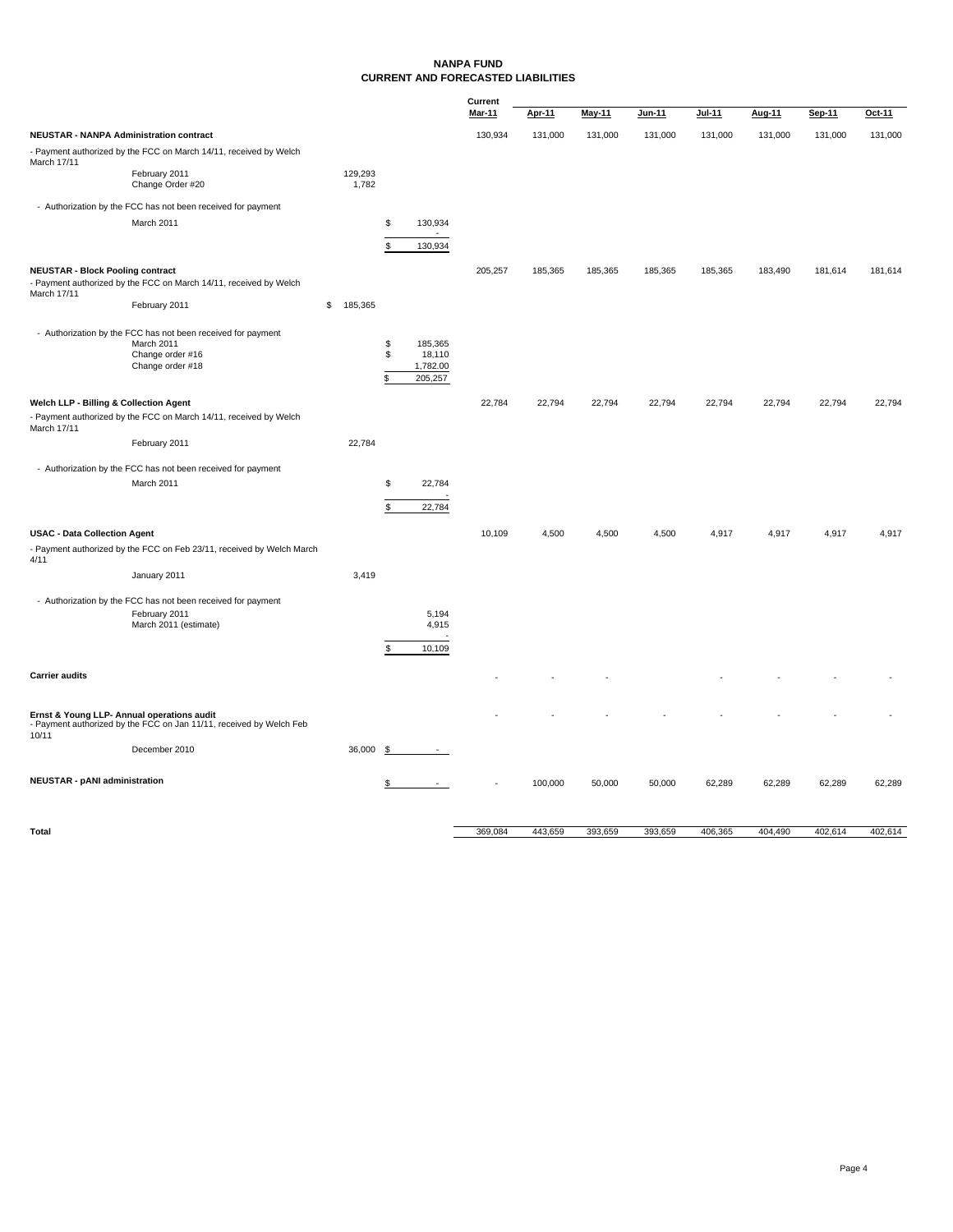# NANPA FUND
## CURRENT AND FORECASTED LIABILITIES

| | | | | Current Mar-11 | Apr-11 | May-11 | Jun-11 | Jul-11 | Aug-11 | Sep-11 | Oct-11 |
|---|---|---|---|---|---|---|---|---|---|---|---|
| **NEUSTAR - NANPA Administration contract** | | | | 130,934 | 131,000 | 131,000 | 131,000 | 131,000 | 131,000 | 131,000 | 131,000 |
| - Payment authorized by the FCC on March 14/11, received by Welch March 17/11 | | | | | | | | | | | |
| | February 2011 | 129,293 | | | | | | | | | |
| | Change Order #20 | 1,782 | | | | | | | | | |
| - Authorization by the FCC has not been received for payment | | | | | | | | | | | |
| | March 2011 | | $ 130,934 | | | | | | | | |
| | | | - | | | | | | | | |
| | | | $ 130,934 | | | | | | | | |
| **NEUSTAR - Block Pooling contract** | | | | 205,257 | 185,365 | 185,365 | 185,365 | 185,365 | 183,490 | 181,614 | 181,614 |
| - Payment authorized by the FCC on March 14/11, received by Welch March 17/11 | | | | | | | | | | | |
| | February 2011 | $ 185,365 | | | | | | | | | |
| - Authorization by the FCC has not been received for payment | | | | | | | | | | | |
| | March 2011 | | $ 185,365 | | | | | | | | |
| | Change order #16 | | $ 18,110 | | | | | | | | |
| | Change order #18 | | 1,782.00 | | | | | | | | |
| | | | $ 205,257 | | | | | | | | |
| **Welch LLP - Billing & Collection Agent** | | | | 22,784 | 22,794 | 22,794 | 22,794 | 22,794 | 22,794 | 22,794 | 22,794 |
| - Payment authorized by the FCC on March 14/11, received by Welch March 17/11 | | | | | | | | | | | |
| | February 2011 | 22,784 | | | | | | | | | |
| - Authorization by the FCC has not been received for payment | | | | | | | | | | | |
| | March 2011 | | $ 22,784 | | | | | | | | |
| | | | - | | | | | | | | |
| | | | $ 22,784 | | | | | | | | |
| **USAC - Data Collection Agent** | | | | 10,109 | 4,500 | 4,500 | 4,500 | 4,917 | 4,917 | 4,917 | 4,917 |
| - Payment authorized by the FCC on Feb 23/11, received by Welch March 4/11 | | | | | | | | | | | |
| | January 2011 | 3,419 | | | | | | | | | |
| - Authorization by the FCC has not been received for payment | | | | | | | | | | | |
| | February 2011 | | 5,194 | | | | | | | | |
| | March 2011 (estimate) | | 4,915 | | | | | | | | |
| | | | - | | | | | | | | |
| | | | $ 10,109 | | | | | | | | |
| **Carrier audits** | | | | - | - | - | - | - | - | - | - |
| **Ernst & Young LLP- Annual operations audit** | | | | - | - | - | - | - | - | - | - |
| - Payment authorized by the FCC on Jan 11/11, received by Welch Feb 10/11 | | | | | | | | | | | |
| | December 2010 | 36,000 | $ - | | | | | | | | |
| **NEUSTAR - pANI administration** | | | $ - | - | 100,000 | 50,000 | 50,000 | 62,289 | 62,289 | 62,289 | 62,289 |
| **Total** | | | | 369,084 | 443,659 | 393,659 | 393,659 | 406,365 | 404,490 | 402,614 | 402,614 |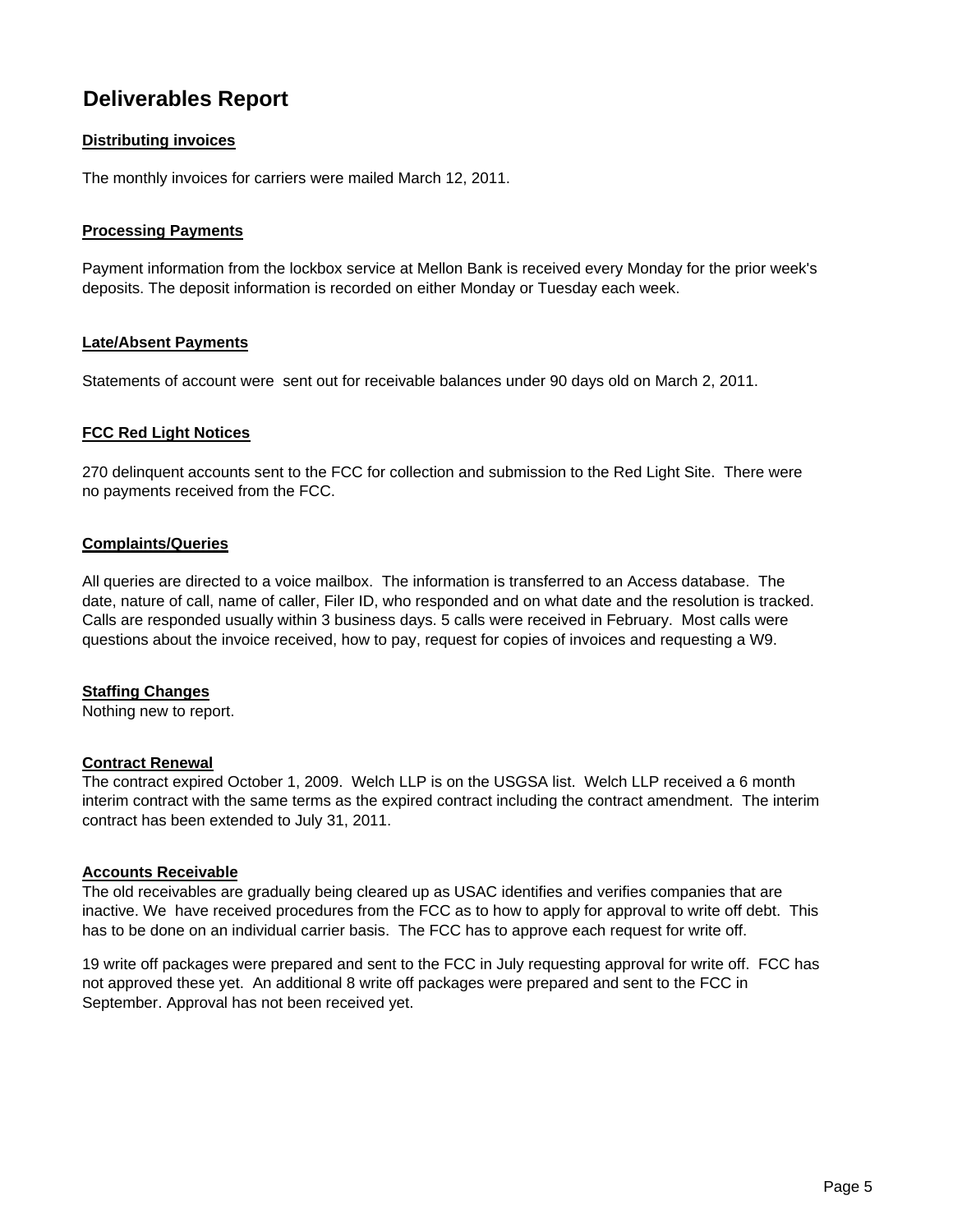# Deliverables Report

**Distributing invoices**

The monthly invoices for carriers were mailed March 12, 2011.

**Processing Payments**

Payment information from the lockbox service at Mellon Bank is received every Monday for the prior week's deposits. The deposit information is recorded on either Monday or Tuesday each week.

**Late/Absent Payments**

Statements of account were sent out for receivable balances under 90 days old on March 2, 2011.

**FCC Red Light Notices**

270 delinquent accounts sent to the FCC for collection and submission to the Red Light Site. There were no payments received from the FCC.

**Complaints/Queries**

All queries are directed to a voice mailbox. The information is transferred to an Access database. The date, nature of call, name of caller, Filer ID, who responded and on what date and the resolution is tracked. Calls are responded usually within 3 business days. 5 calls were received in February. Most calls were questions about the invoice received, how to pay, request for copies of invoices and requesting a W9.

**Staffing Changes**

Nothing new to report.

**Contract Renewal**

The contract expired October 1, 2009. Welch LLP is on the USGSA list. Welch LLP received a 6 month interim contract with the same terms as the expired contract including the contract amendment. The interim contract has been extended to July 31, 2011.

**Accounts Receivable**

The old receivables are gradually being cleared up as USAC identifies and verifies companies that are inactive. We have received procedures from the FCC as to how to apply for approval to write off debt. This has to be done on an individual carrier basis. The FCC has to approve each request for write off.

19 write off packages were prepared and sent to the FCC in July requesting approval for write off. FCC has not approved these yet. An additional 8 write off packages were prepared and sent to the FCC in September. Approval has not been received yet.